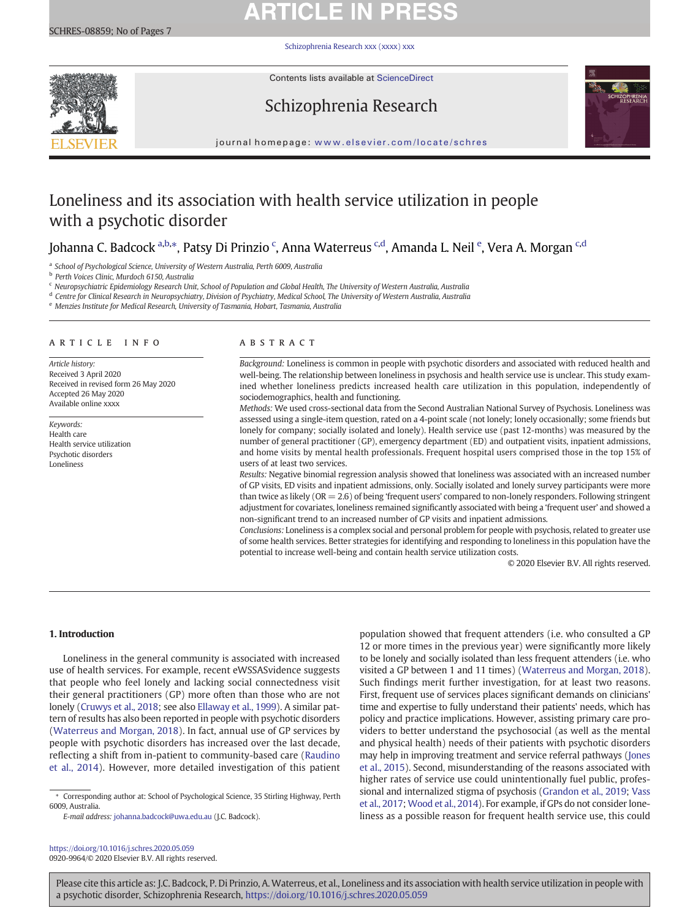# Loneliness and its association with health service utilization in people with a psychotic disorder

Johanna C. Badcock [a,b,*], Patsy Di Prinzio [c], Anna Waterreus [c,d], Amanda L. Neil [e], Vera A. Morgan [c,d]

[a] School of Psychological Science, University of Western Australia, Perth 6009, Australia
[b] Perth Voices Clinic, Murdoch 6150, Australia
[c] Neuropsychiatric Epidemiology Research Unit, School of Population and Global Health, The University of Western Australia, Australia
[d] Centre for Clinical Research in Neuropsychiatry, Division of Psychiatry, Medical School, The University of Western Australia, Australia
[e] Menzies Institute for Medical Research, University of Tasmania, Hobart, Tasmania, Australia

## ARTICLE INFO

*Article history:*
Received 3 April 2020
Received in revised form 26 May 2020
Accepted 26 May 2020
Available online xxxx

*Keywords:*
Health care
Health service utilization
Psychotic disorders
Loneliness

## ABSTRACT

*Background:* Loneliness is common in people with psychotic disorders and associated with reduced health and well-being. The relationship between loneliness in psychosis and health service use is unclear. This study examined whether loneliness predicts increased health care utilization in this population, independently of sociodemographics, health and functioning.

*Methods:* We used cross-sectional data from the Second Australian National Survey of Psychosis. Loneliness was assessed using a single-item question, rated on a 4-point scale (not lonely; lonely occasionally; some friends but lonely for company; socially isolated and lonely). Health service use (past 12-months) was measured by the number of general practitioner (GP), emergency department (ED) and outpatient visits, inpatient admissions, and home visits by mental health professionals. Frequent hospital users comprised those in the top 15% of users of at least two services.

*Results:* Negative binomial regression analysis showed that loneliness was associated with an increased number of GP visits, ED visits and inpatient admissions, only. Socially isolated and lonely survey participants were more than twice as likely (OR = 2.6) of being 'frequent users' compared to non-lonely responders. Following stringent adjustment for covariates, loneliness remained significantly associated with being a 'frequent user' and showed a non-significant trend to an increased number of GP visits and inpatient admissions.

*Conclusions:* Loneliness is a complex social and personal problem for people with psychosis, related to greater use of some health services. Better strategies for identifying and responding to loneliness in this population have the potential to increase well-being and contain health service utilization costs.

© 2020 Elsevier B.V. All rights reserved.

## 1. Introduction

Loneliness in the general community is associated with increased use of health services. For example, recent eWSSASvidence suggests that people who feel lonely and lacking social connectedness visit their general practitioners (GP) more often than those who are not lonely (Cruwys et al., 2018; see also Ellaway et al., 1999). A similar pattern of results has also been reported in people with psychotic disorders (Waterreus and Morgan, 2018). In fact, annual use of GP services by people with psychotic disorders has increased over the last decade, reflecting a shift from in-patient to community-based care (Raudino et al., 2014). However, more detailed investigation of this patient population showed that frequent attenders (i.e. who consulted a GP 12 or more times in the previous year) were significantly more likely to be lonely and socially isolated than less frequent attenders (i.e. who visited a GP between 1 and 11 times) (Waterreus and Morgan, 2018). Such findings merit further investigation, for at least two reasons. First, frequent use of services places significant demands on clinicians' time and expertise to fully understand their patients' needs, which has policy and practice implications. However, assisting primary care providers to better understand the psychosocial (as well as the mental and physical health) needs of their patients with psychotic disorders may help in improving treatment and service referral pathways (Jones et al., 2015). Second, misunderstanding of the reasons associated with higher rates of service use could unintentionally fuel public, professional and internalized stigma of psychosis (Grandon et al., 2019; Vass et al., 2017; Wood et al., 2014). For example, if GPs do not consider loneliness as a possible reason for frequent health service use, this could

\* Corresponding author at: School of Psychological Science, 35 Stirling Highway, Perth 6009, Australia.
*E-mail address:* johanna.badcock@uwa.edu.au (J.C. Badcock).

https://doi.org/10.1016/j.schres.2020.05.059
0920-9964/© 2020 Elsevier B.V. All rights reserved.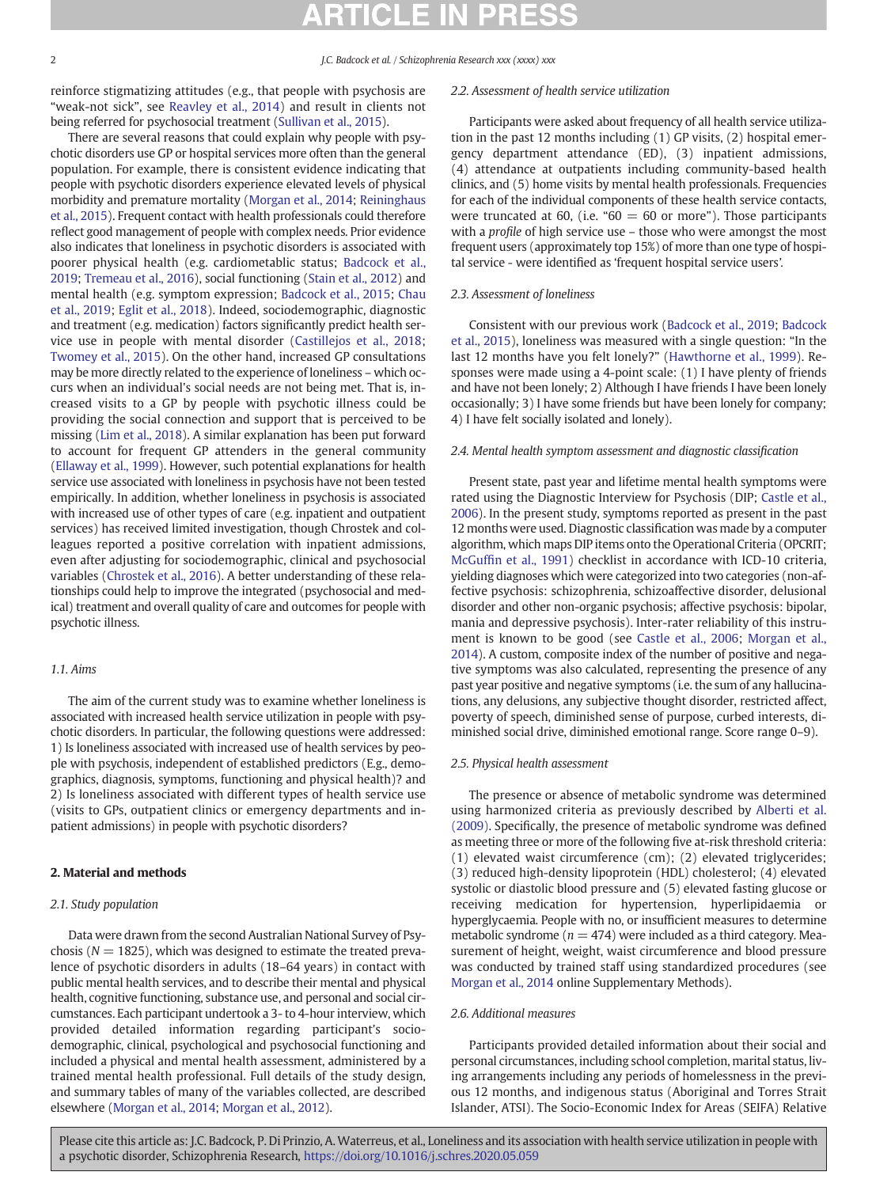reinforce stigmatizing attitudes (e.g., that people with psychosis are "weak-not sick", see Reavley et al., 2014) and result in clients not being referred for psychosocial treatment (Sullivan et al., 2015).

There are several reasons that could explain why people with psychotic disorders use GP or hospital services more often than the general population. For example, there is consistent evidence indicating that people with psychotic disorders experience elevated levels of physical morbidity and premature mortality (Morgan et al., 2014; Reininghaus et al., 2015). Frequent contact with health professionals could therefore reflect good management of people with complex needs. Prior evidence also indicates that loneliness in psychotic disorders is associated with poorer physical health (e.g. cardiometabolic status; Badcock et al., 2019; Tremeau et al., 2016), social functioning (Stain et al., 2012) and mental health (e.g. symptom expression; Badcock et al., 2015; Chau et al., 2019; Eglit et al., 2018). Indeed, sociodemographic, diagnostic and treatment (e.g. medication) factors significantly predict health service use in people with mental disorder (Castillejos et al., 2018; Twomey et al., 2015). On the other hand, increased GP consultations may be more directly related to the experience of loneliness – which occurs when an individual's social needs are not being met. That is, increased visits to a GP by people with psychotic illness could be providing the social connection and support that is perceived to be missing (Lim et al., 2018). A similar explanation has been put forward to account for frequent GP attenders in the general community (Ellaway et al., 1999). However, such potential explanations for health service use associated with loneliness in psychosis have not been tested empirically. In addition, whether loneliness in psychosis is associated with increased use of other types of care (e.g. inpatient and outpatient services) has received limited investigation, though Chrostek and colleagues reported a positive correlation with inpatient admissions, even after adjusting for sociodemographic, clinical and psychosocial variables (Chrostek et al., 2016). A better understanding of these relationships could help to improve the integrated (psychosocial and medical) treatment and overall quality of care and outcomes for people with psychotic illness.

### 1.1. Aims

The aim of the current study was to examine whether loneliness is associated with increased health service utilization in people with psychotic disorders. In particular, the following questions were addressed: 1) Is loneliness associated with increased use of health services by people with psychosis, independent of established predictors (E.g., demographics, diagnosis, symptoms, functioning and physical health)? and 2) Is loneliness associated with different types of health service use (visits to GPs, outpatient clinics or emergency departments and inpatient admissions) in people with psychotic disorders?

## 2. Material and methods

### 2.1. Study population

Data were drawn from the second Australian National Survey of Psychosis ($N = 1825$), which was designed to estimate the treated prevalence of psychotic disorders in adults (18–64 years) in contact with public mental health services, and to describe their mental and physical health, cognitive functioning, substance use, and personal and social circumstances. Each participant undertook a 3- to 4-hour interview, which provided detailed information regarding participant's sociodemographic, clinical, psychological and psychosocial functioning and included a physical and mental health assessment, administered by a trained mental health professional. Full details of the study design, and summary tables of many of the variables collected, are described elsewhere (Morgan et al., 2014; Morgan et al., 2012).

### 2.2. Assessment of health service utilization

Participants were asked about frequency of all health service utilization in the past 12 months including (1) GP visits, (2) hospital emergency department attendance (ED), (3) inpatient admissions, (4) attendance at outpatients including community-based health clinics, and (5) home visits by mental health professionals. Frequencies for each of the individual components of these health service contacts, were truncated at 60, (i.e. "60 = 60 or more"). Those participants with a *profile* of high service use – those who were amongst the most frequent users (approximately top 15%) of more than one type of hospital service - were identified as 'frequent hospital service users'.

### 2.3. Assessment of loneliness

Consistent with our previous work (Badcock et al., 2019; Badcock et al., 2015), loneliness was measured with a single question: "In the last 12 months have you felt lonely?" (Hawthorne et al., 1999). Responses were made using a 4-point scale: (1) I have plenty of friends and have not been lonely; 2) Although I have friends I have been lonely occasionally; 3) I have some friends but have been lonely for company; 4) I have felt socially isolated and lonely).

### 2.4. Mental health symptom assessment and diagnostic classification

Present state, past year and lifetime mental health symptoms were rated using the Diagnostic Interview for Psychosis (DIP; Castle et al., 2006). In the present study, symptoms reported as present in the past 12 months were used. Diagnostic classification was made by a computer algorithm, which maps DIP items onto the Operational Criteria (OPCRIT; McGuffin et al., 1991) checklist in accordance with ICD-10 criteria, yielding diagnoses which were categorized into two categories (non-affective psychosis: schizophrenia, schizoaffective disorder, delusional disorder and other non-organic psychosis; affective psychosis: bipolar, mania and depressive psychosis). Inter-rater reliability of this instrument is known to be good (see Castle et al., 2006; Morgan et al., 2014). A custom, composite index of the number of positive and negative symptoms was also calculated, representing the presence of any past year positive and negative symptoms (i.e. the sum of any hallucinations, any delusions, any subjective thought disorder, restricted affect, poverty of speech, diminished sense of purpose, curbed interests, diminished social drive, diminished emotional range. Score range 0–9).

### 2.5. Physical health assessment

The presence or absence of metabolic syndrome was determined using harmonized criteria as previously described by Alberti et al. (2009). Specifically, the presence of metabolic syndrome was defined as meeting three or more of the following five at-risk threshold criteria: (1) elevated waist circumference (cm); (2) elevated triglycerides; (3) reduced high-density lipoprotein (HDL) cholesterol; (4) elevated systolic or diastolic blood pressure and (5) elevated fasting glucose or receiving medication for hypertension, hyperlipidaemia or hyperglycaemia. People with no, or insufficient measures to determine metabolic syndrome ($n = 474$) were included as a third category. Measurement of height, weight, waist circumference and blood pressure was conducted by trained staff using standardized procedures (see Morgan et al., 2014 online Supplementary Methods).

### 2.6. Additional measures

Participants provided detailed information about their social and personal circumstances, including school completion, marital status, living arrangements including any periods of homelessness in the previous 12 months, and indigenous status (Aboriginal and Torres Strait Islander, ATSI). The Socio-Economic Index for Areas (SEIFA) Relative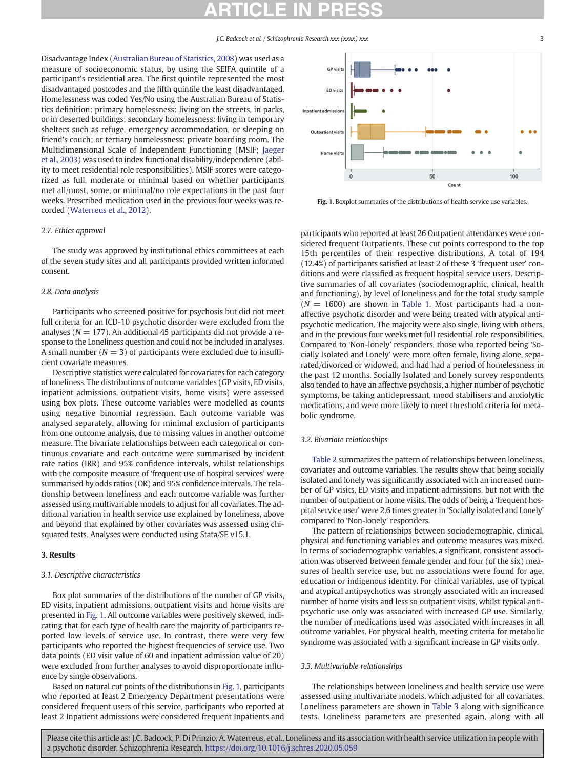Disadvantage Index (Australian Bureau of Statistics, 2008) was used as a measure of socioeconomic status, by using the SEIFA quintile of a participant's residential area. The first quintile represented the most disadvantaged postcodes and the fifth quintile the least disadvantaged. Homelessness was coded Yes/No using the Australian Bureau of Statistics definition: primary homelessness: living on the streets, in parks, or in deserted buildings; secondary homelessness: living in temporary shelters such as refuge, emergency accommodation, or sleeping on friend's couch; or tertiary homelessness: private boarding room. The Multidimensional Scale of Independent Functioning (MSIF; Jaeger et al., 2003) was used to index functional disability/independence (ability to meet residential role responsibilities). MSIF scores were categorized as full, moderate or minimal based on whether participants met all/most, some, or minimal/no role expectations in the past four weeks. Prescribed medication used in the previous four weeks was recorded (Waterreus et al., 2012).

### 2.7. Ethics approval

The study was approved by institutional ethics committees at each of the seven study sites and all participants provided written informed consent.

### 2.8. Data analysis

Participants who screened positive for psychosis but did not meet full criteria for an ICD-10 psychotic disorder were excluded from the analyses ($N = 177$). An additional 45 participants did not provide a response to the Loneliness question and could not be included in analyses. A small number ($N = 3$) of participants were excluded due to insufficient covariate measures.

Descriptive statistics were calculated for covariates for each category of loneliness. The distributions of outcome variables (GP visits, ED visits, inpatient admissions, outpatient visits, home visits) were assessed using box plots. These outcome variables were modelled as counts using negative binomial regression. Each outcome variable was analysed separately, allowing for minimal exclusion of participants from one outcome analysis, due to missing values in another outcome measure. The bivariate relationships between each categorical or continuous covariate and each outcome were summarised by incident rate ratios (IRR) and 95% confidence intervals, whilst relationships with the composite measure of 'frequent use of hospital services' were summarised by odds ratios (OR) and 95% confidence intervals. The relationship between loneliness and each outcome variable was further assessed using multivariable models to adjust for all covariates. The additional variation in health service use explained by loneliness, above and beyond that explained by other covariates was assessed using chi-squared tests. Analyses were conducted using Stata/SE v15.1.

## 3. Results

### 3.1. Descriptive characteristics

Box plot summaries of the distributions of the number of GP visits, ED visits, inpatient admissions, outpatient visits and home visits are presented in Fig. 1. All outcome variables were positively skewed, indicating that for each type of health care the majority of participants reported low levels of service use. In contrast, there were very few participants who reported the highest frequencies of service use. Two data points (ED visit value of 60 and inpatient admission value of 20) were excluded from further analyses to avoid disproportionate influence by single observations.

Based on natural cut points of the distributions in Fig. 1, participants who reported at least 2 Emergency Department presentations were considered frequent users of this service, participants who reported at least 2 Inpatient admissions were considered frequent Inpatients and participants who reported at least 26 Outpatient attendances were considered frequent Outpatients. These cut points correspond to the top 15th percentiles of their respective distributions. A total of 194 (12.4%) of participants satisfied at least 2 of these 3 'frequent user' conditions and were classified as frequent hospital service users. Descriptive summaries of all covariates (sociodemographic, clinical, health and functioning), by level of loneliness and for the total study sample ($N = 1600$) are shown in Table 1. Most participants had a non-affective psychotic disorder and were being treated with atypical antipsychotic medication. The majority were also single, living with others, and in the previous four weeks met full residential role responsibilities. Compared to 'Non-lonely' responders, those who reported being 'Socially Isolated and Lonely' were more often female, living alone, separated/divorced or widowed, and had had a period of homelessness in the past 12 months. Socially Isolated and Lonely survey respondents also tended to have an affective psychosis, a higher number of psychotic symptoms, be taking antidepressant, mood stabilisers and anxiolytic medications, and were more likely to meet threshold criteria for metabolic syndrome.

Fig. 1. Boxplot summaries of the distributions of health service use variables.

### 3.2. Bivariate relationships

Table 2 summarizes the pattern of relationships between loneliness, covariates and outcome variables. The results show that being socially isolated and lonely was significantly associated with an increased number of GP visits, ED visits and inpatient admissions, but not with the number of outpatient or home visits. The odds of being a 'frequent hospital service user' were 2.6 times greater in 'Socially isolated and Lonely' compared to 'Non-lonely' responders.

The pattern of relationships between sociodemographic, clinical, physical and functioning variables and outcome measures was mixed. In terms of sociodemographic variables, a significant, consistent association was observed between female gender and four (of the six) measures of health service use, but no associations were found for age, education or indigenous identity. For clinical variables, use of typical and atypical antipsychotics was strongly associated with an increased number of home visits and less so outpatient visits, whilst typical antipsychotic use only was associated with increased GP use. Similarly, the number of medications used was associated with increases in all outcome variables. For physical health, meeting criteria for metabolic syndrome was associated with a significant increase in GP visits only.

### 3.3. Multivariable relationships

The relationships between loneliness and health service use were assessed using multivariate models, which adjusted for all covariates. Loneliness parameters are shown in Table 3 along with significance tests. Loneliness parameters are presented again, along with all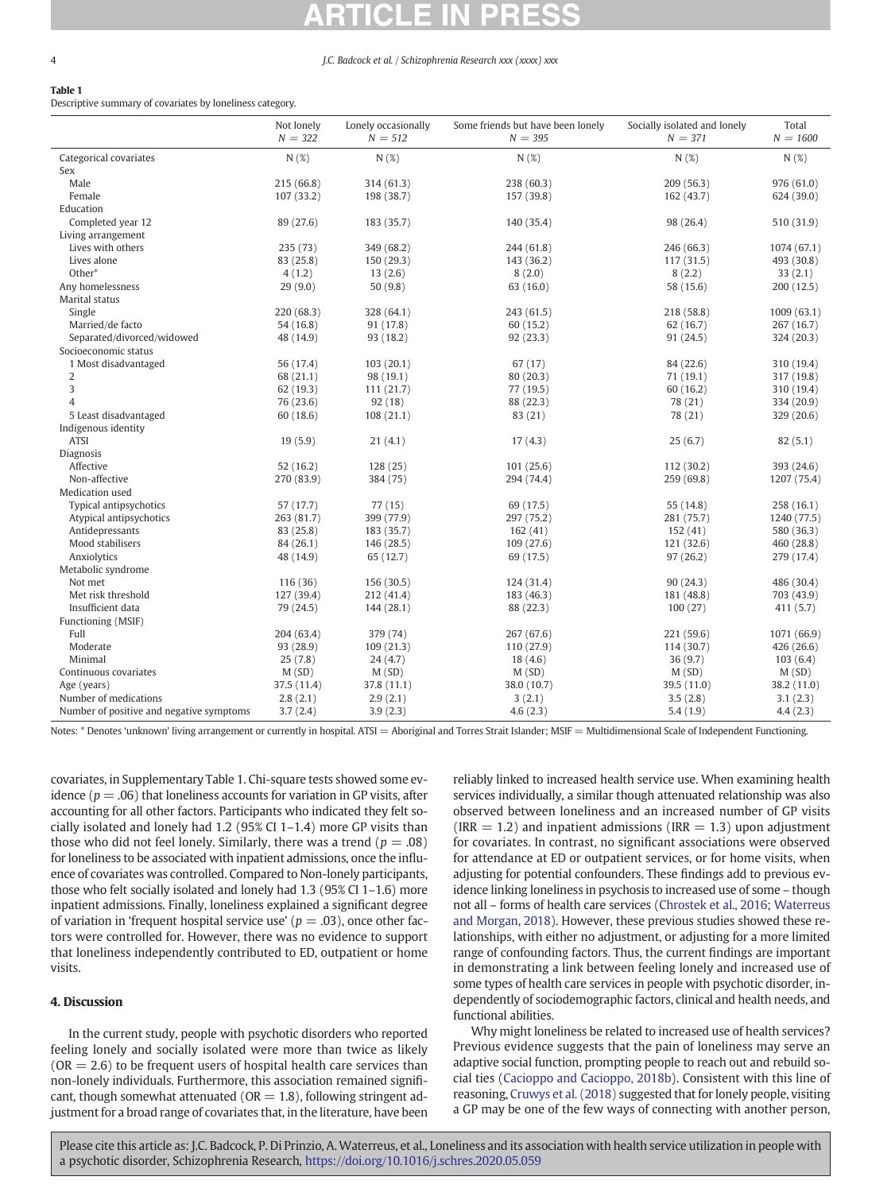**Table 1**
Descriptive summary of covariates by loneliness category.

| | Not lonely $N = 322$ | Lonely occasionally $N = 512$ | Some friends but have been lonely $N = 395$ | Socially isolated and lonely $N = 371$ | Total $N = 1600$ |
|---|---|---|---|---|---|
| Categorical covariates | N (%) | N (%) | N (%) | N (%) | N (%) |
| Sex | | | | | |
| Male | 215 (66.8) | 314 (61.3) | 238 (60.3) | 209 (56.3) | 976 (61.0) |
| Female | 107 (33.2) | 198 (38.7) | 157 (39.8) | 162 (43.7) | 624 (39.0) |
| Education | | | | | |
| Completed year 12 | 89 (27.6) | 183 (35.7) | 140 (35.4) | 98 (26.4) | 510 (31.9) |
| Living arrangement | | | | | |
| Lives with others | 235 (73) | 349 (68.2) | 244 (61.8) | 246 (66.3) | 1074 (67.1) |
| Lives alone | 83 (25.8) | 150 (29.3) | 143 (36.2) | 117 (31.5) | 493 (30.8) |
| Other* | 4 (1.2) | 13 (2.6) | 8 (2.0) | 8 (2.2) | 33 (2.1) |
| Any homelessness | 29 (9.0) | 50 (9.8) | 63 (16.0) | 58 (15.6) | 200 (12.5) |
| Marital status | | | | | |
| Single | 220 (68.3) | 328 (64.1) | 243 (61.5) | 218 (58.8) | 1009 (63.1) |
| Married/de facto | 54 (16.8) | 91 (17.8) | 60 (15.2) | 62 (16.7) | 267 (16.7) |
| Separated/divorced/widowed | 48 (14.9) | 93 (18.2) | 92 (23.3) | 91 (24.5) | 324 (20.3) |
| Socioeconomic status | | | | | |
| 1 Most disadvantaged | 56 (17.4) | 103 (20.1) | 67 (17) | 84 (22.6) | 310 (19.4) |
| 2 | 68 (21.1) | 98 (19.1) | 80 (20.3) | 71 (19.1) | 317 (19.8) |
| 3 | 62 (19.3) | 111 (21.7) | 77 (19.5) | 60 (16.2) | 310 (19.4) |
| 4 | 76 (23.6) | 92 (18) | 88 (22.3) | 78 (21) | 334 (20.9) |
| 5 Least disadvantaged | 60 (18.6) | 108 (21.1) | 83 (21) | 78 (21) | 329 (20.6) |
| Indigenous identity | | | | | |
| ATSI | 19 (5.9) | 21 (4.1) | 17 (4.3) | 25 (6.7) | 82 (5.1) |
| Diagnosis | | | | | |
| Affective | 52 (16.2) | 128 (25) | 101 (25.6) | 112 (30.2) | 393 (24.6) |
| Non-affective | 270 (83.9) | 384 (75) | 294 (74.4) | 259 (69.8) | 1207 (75.4) |
| Medication used | | | | | |
| Typical antipsychotics | 57 (17.7) | 77 (15) | 69 (17.5) | 55 (14.8) | 258 (16.1) |
| Atypical antipsychotics | 263 (81.7) | 399 (77.9) | 297 (75.2) | 281 (75.7) | 1240 (77.5) |
| Antidepressants | 83 (25.8) | 183 (35.7) | 162 (41) | 152 (41) | 580 (36.3) |
| Mood stabilisers | 84 (26.1) | 146 (28.5) | 109 (27.6) | 121 (32.6) | 460 (28.8) |
| Anxiolytics | 48 (14.9) | 65 (12.7) | 69 (17.5) | 97 (26.2) | 279 (17.4) |
| Metabolic syndrome | | | | | |
| Not met | 116 (36) | 156 (30.5) | 124 (31.4) | 90 (24.3) | 486 (30.4) |
| Met risk threshold | 127 (39.4) | 212 (41.4) | 183 (46.3) | 181 (48.8) | 703 (43.9) |
| Insufficient data | 79 (24.5) | 144 (28.1) | 88 (22.3) | 100 (27) | 411 (5.7) |
| Functioning (MSIF) | | | | | |
| Full | 204 (63.4) | 379 (74) | 267 (67.6) | 221 (59.6) | 1071 (66.9) |
| Moderate | 93 (28.9) | 109 (21.3) | 110 (27.9) | 114 (30.7) | 426 (26.6) |
| Minimal | 25 (7.8) | 24 (4.7) | 18 (4.6) | 36 (9.7) | 103 (6.4) |
| Continuous covariates | M (SD) | M (SD) | M (SD) | M (SD) | M (SD) |
| Age (years) | 37.5 (11.4) | 37.8 (11.1) | 38.0 (10.7) | 39.5 (11.0) | 38.2 (11.0) |
| Number of medications | 2.8 (2.1) | 2.9 (2.1) | 3 (2.1) | 3.5 (2.8) | 3.1 (2.3) |
| Number of positive and negative symptoms | 3.7 (2.4) | 3.9 (2.3) | 4.6 (2.3) | 5.4 (1.9) | 4.4 (2.3) |

Notes: * Denotes 'unknown' living arrangement or currently in hospital. ATSI = Aboriginal and Torres Strait Islander; MSIF = Multidimensional Scale of Independent Functioning.

covariates, in Supplementary Table 1. Chi-square tests showed some evidence ($p = .06$) that loneliness accounts for variation in GP visits, after accounting for all other factors. Participants who indicated they felt socially isolated and lonely had 1.2 (95% CI 1–1.4) more GP visits than those who did not feel lonely. Similarly, there was a trend ($p = .08$) for loneliness to be associated with inpatient admissions, once the influence of covariates was controlled. Compared to Non-lonely participants, those who felt socially isolated and lonely had 1.3 (95% CI 1–1.6) more inpatient admissions. Finally, loneliness explained a significant degree of variation in 'frequent hospital service use' ($p = .03$), once other factors were controlled for. However, there was no evidence to support that loneliness independently contributed to ED, outpatient or home visits.

## 4. Discussion

In the current study, people with psychotic disorders who reported feeling lonely and socially isolated were more than twice as likely (OR = 2.6) to be frequent users of hospital health care services than non-lonely individuals. Furthermore, this association remained significant, though somewhat attenuated (OR = 1.8), following stringent adjustment for a broad range of covariates that, in the literature, have been reliably linked to increased health service use. When examining health services individually, a similar though attenuated relationship was also observed between loneliness and an increased number of GP visits (IRR = 1.2) and inpatient admissions (IRR = 1.3) upon adjustment for covariates. In contrast, no significant associations were observed for attendance at ED or outpatient services, or for home visits, when adjusting for potential confounders. These findings add to previous evidence linking loneliness in psychosis to increased use of some – though not all – forms of health care services (Chrostek et al., 2016; Waterreus and Morgan, 2018). However, these previous studies showed these relationships, with either no adjustment, or adjusting for a more limited range of confounding factors. Thus, the current findings are important in demonstrating a link between feeling lonely and increased use of some types of health care services in people with psychotic disorder, independently of sociodemographic factors, clinical and health needs, and functional abilities.

Why might loneliness be related to increased use of health services? Previous evidence suggests that the pain of loneliness may serve an adaptive social function, prompting people to reach out and rebuild social ties (Cacioppo and Cacioppo, 2018b). Consistent with this line of reasoning, Cruwys et al. (2018) suggested that for lonely people, visiting a GP may be one of the few ways of connecting with another person,

Please cite this article as: J.C. Badcock, P. Di Prinzio, A. Waterreus, et al., Loneliness and its association with health service utilization in people with a psychotic disorder, Schizophrenia Research, https://doi.org/10.1016/j.schres.2020.05.059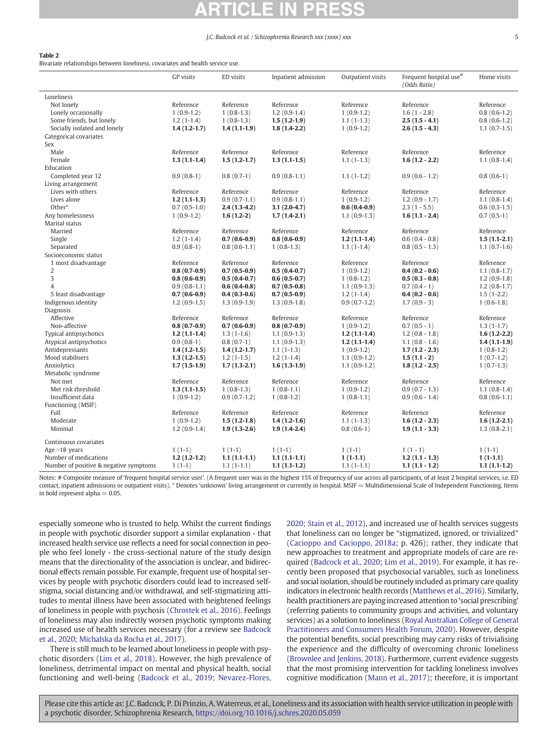**Table 2**
Bivariate relationships between loneliness, covariates and health service use.

| | GP visits | ED visits | Inpatient admission | Outpatient visits | Frequent hospital use[#] *(Odds Ratio)* | Home visits |
|---|---|---|---|---|---|---|
| Loneliness | | | | | | |
| Not lonely | Reference | Reference | Reference | Reference | Reference | Reference |
| Lonely occasionally | 1 (0.9-1.2) | 1 (0.8-1.3) | 1.2 (0.9-1.4) | 1 (0.9-1.2) | 1.6 (1 - 2.8) | 0.8 (0.6-1.2) |
| Some friends, but lonely | 1.2 (1-1.4) | 1 (0.8-1.3) | **1.5 (1.2-1.9)** | 1.1 (1-1.3) | **2.5 (1.5 - 4.1)** | 0.8 (0.6-1.2) |
| Socially isolated and lonely | **1.4 (1.2-1.7)** | **1.4 (1.1-1.9)** | **1.8 (1.4-2.2)** | 1 (0.9-1.2) | **2.6 (1.5 - 4.3)** | 1.1 (0.7-1.5) |
| Categorical covariates | | | | | | |
| Sex | | | | | | |
| Male | Reference | Reference | Reference | Reference | Reference | Reference |
| Female | **1.3 (1.1-1.4)** | **1.5 (1.2-1.7)** | **1.3 (1.1-1.5)** | 1.1 (1-1.3) | **1.6 (1.2 - 2.2)** | 1.1 (0.8-1.4) |
| Education | | | | | | |
| Completed year 12 | 0.9 (0.8-1) | 0.8 (0.7-1) | 0.9 (0.8-1.1) | 1.1 (1-1.2) | 0.9 (0.6 - 1.2) | 0.8 (0.6-1) |
| Living arrangement | | | | | | |
| Lives with others | Reference | Reference | Reference | Reference | Reference | Reference |
| Lives alone | **1.2 (1.1-1.3)** | 0.9 (0.7-1.1) | 0.9 (0.8-1.1) | 1 (0.9-1.2) | 1.2 (0.9 - 1.7) | 1.1 (0.8-1.4) |
| Other* | 0.7 (0.5-1.0) | **2.4 (1.3-4.2)** | **3.1 (2.0-4.7)** | **0.6 (0.4-0.9)** | 2.3 (1 - 5.5) | 0.6 (0.3-1.5) |
| Any homelessness | 1 (0.9-1.2) | **1.6 (1.2-2)** | **1.7 (1.4-2.1)** | 1.1 (0.9-1.3) | **1.6 (1.1 - 2.4)** | 0.7 (0.5-1) |
| Marital status | | | | | | |
| Married | Reference | Reference | Reference | Reference | Reference | Reference |
| Single | 1.2 (1-1.4) | **0.7 (0.6-0.9)** | **0.8 (0.6-0.9)** | **1.2 (1.1-1.4)** | 0.6 (0.4 - 0.8) | **1.5 (1.1-2.1)** |
| Separated | 0.9 (0.8-1) | 0.8 (0.6-1.1) | 1 (0.8-1.3) | 1.1 (1-1.4) | 0.8 (0.5 - 1.3) | 1.1 (0.7-1.6) |
| Socioeconomic status | | | | | | |
| 1 most disadvantage | Reference | Reference | Reference | Reference | Reference | Reference |
| 2 | **0.8 (0.7-0.9)** | **0.7 (0.5-0.9)** | **0.5 (0.4-0.7)** | 1 (0.9-1.2) | **0.4 (0.2 - 0.6)** | 1.1 (0.8-1.7) |
| 3 | **0.8 (0.6-0.9)** | **0.5 (0.4-0.7)** | **0.6 (0.5-0.7)** | 1 (0.8-1.2) | **0.5 (0.3 - 0.8)** | 1.2 (0.9-1.8) |
| 4 | 0.9 (0.8-1.1) | **0.6 (0.4-0.8)** | **0.7 (0.5-0.8)** | 1.1 (0.9-1.3) | 0.7 (0.4 - 1) | 1.2 (0.8-1.7) |
| 5 least disadvantage | **0.7 (0.6-0.9)** | **0.4 (0.3-0.6)** | **0.7 (0.5-0.9)** | 1.2 (1-1.4) | **0.4 (0.2 - 0.6)** | 1.5 (1-2.2) |
| Indigenous identity | 1.2 (0.9-1.5) | 1.3 (0.9-1.9) | 1.3 (0.9-1.8) | 0.9 (0.7-1.2) | 1.7 (0.9 - 3) | 1 (0.6-1.8) |
| Diagnosis | | | | | | |
| Affective | Reference | Reference | Reference | Reference | Reference | Reference |
| Non-affective | **0.8 (0.7-0.9)** | **0.7 (0.6-0.9)** | **0.8 (0.7-0.9)** | 1 (0.9-1.2) | 0.7 (0.5 - 1) | 1.3 (1-1.7) |
| Typical antipsychotics | **1.2 (1.1-1.4)** | 1.3 (1-1.6) | 1.1 (0.9-1.3) | **1.2 (1.1-1.4)** | 1.2 (0.8 - 1.8) | **1.6 (1.2-2.2)** |
| Atypical antipsychotics | 0.9 (0.8-1) | 0.8 (0.7-1) | 1.1 (0.9-1.3) | **1.2 (1.1-1.4)** | 1.1 (0.8 - 1.6) | **1.4 (1.1-1.9)** |
| Antidepressants | **1.4 (1.2-1.5)** | **1.4 (1.2-1.7)** | 1.1 (1-1.3) | 1 (0.9-1.2) | **1.7 (1.2 - 2.3)** | 1 (0.8-1.2) |
| Mood stabilisers | **1.3 (1.2-1.5)** | 1.2 (1-1.5) | 1.2 (1-1.4) | 1.1 (0.9-1.2) | **1.5 (1.1 - 2)** | 1 (0.7-1.2) |
| Anxiolytics | **1.7 (1.5-1.9)** | **1.7 (1.3-2.1)** | **1.6 (1.3-1.9)** | 1.1 (0.9-1.2) | **1.8 (1.2 - 2.5)** | 1 (0.7-1.3) |
| Metabolic syndrome | | | | | | |
| Not met | Reference | Reference | Reference | Reference | Reference | Reference |
| Met risk threshold | **1.3 (1.1-1.5)** | 1 (0.8-1.3) | 1 (0.8-1.1) | 1 (0.9-1.2) | 0.9 (0.7 - 1.3) | 1.1 (0.8-1.4) |
| Insufficient data | 1 (0.9-1.2) | 0.9 (0.7-1.2) | 1 (0.8-1.2) | 1 (0.8-1.1) | 0.9 (0.6 - 1.4) | 0.8 (0.6-1.1) |
| Functioning (MSIF) | | | | | | |
| Full | Reference | Reference | Reference | Reference | Reference | Reference |
| Moderate | 1 (0.9-1.2) | **1.5 (1.2-1.8)** | **1.4 (1.2-1.6)** | 1.1 (1-1.3) | **1.6 (1.2 - 2.3)** | **1.6 (1.2-2.1)** |
| Minimal | 1.2 (0.9-1.4) | **1.9 (1.3-2.6)** | **1.9 (1.4-2.4)** | 0.8 (0.6-1) | **1.9 (1.1 - 3.3)** | 1.3 (0.8-2.1) |
| Continuous covariates | | | | | | |
| Age >18 years | 1 (1-1) | 1 (1-1) | 1 (1-1) | 1 (1-1) | 1 (1 - 1) | 1 (1-1) |
| Number of medications | **1.2 (1.2-1.2)** | **1.1 (1.1-1.1)** | **1.1 (1.1-1.1)** | **1 (1-1.1)** | **1.2 (1.1 - 1.3)** | **1 (1-1.1)** |
| Number of positive & negative symptoms | 1 (1-1) | 1.1 (1-1.1) | **1.1 (1.1-1.2)** | 1.1 (1-1.1) | **1.1 (1.1 - 1.2)** | **1.1 (1.1-1.2)** |

Notes: # Composite measure of 'frequent hospital service user'. (A frequent user was in the highest 15% of frequency of use across all participants, of at least 2 hospital services, i.e. ED contact, inpatient admissions or outpatient visits). * Denotes 'unknown' living arrangement or currently in hospital. MSIF = Multidimensional Scale of Independent Functioning. Items in bold represent alpha = 0.05.

especially someone who is trusted to help. Whilst the current findings in people with psychotic disorder support a similar explanation - that increased health service use reflects a need for social connection in people who feel lonely - the cross-sectional nature of the study design means that the directionality of the association is unclear, and bidirectional effects remain possible. For example, frequent use of hospital services by people with psychotic disorders could lead to increased self-stigma, social distancing and/or withdrawal, and self-stigmatizing attitudes to mental illness have been associated with heightened feelings of loneliness in people with psychosis (Chrostek et al., 2016). Feelings of loneliness may also indirectly worsen psychotic symptoms making increased use of health services necessary (for a review see Badcock et al., 2020; Michalska da Rocha et al., 2017).

There is still much to be learned about loneliness in people with psychotic disorders (Lim et al., 2018). However, the high prevalence of loneliness, detrimental impact on mental and physical health, social functioning and well-being (Badcock et al., 2019; Nevarez-Flores, 2020; Stain et al., 2012), and increased use of health services suggests that loneliness can no longer be "stigmatized, ignored, or trivialized" (Cacioppo and Cacioppo, 2018a; p. 426); rather, they indicate that new approaches to treatment and appropriate models of care are required (Badcock et al., 2020; Lim et al., 2019). For example, it has recently been proposed that psychosocial variables, such as loneliness and social isolation, should be routinely included as primary care quality indicators in electronic health records (Matthews et al., 2016). Similarly, health practitioners are paying increased attention to 'social prescribing' (referring patients to community groups and activities, and voluntary services) as a solution to loneliness (Royal Australian College of General Practitioners and Consumers Health Forum, 2020). However, despite the potential benefits, social prescribing may carry risks of trivialising the experience and the difficulty of overcoming chronic loneliness (Brownlee and Jenkins, 2018). Furthermore, current evidence suggests that the most promising intervention for tackling loneliness involves cognitive modification (Mann et al., 2017); therefore, it is important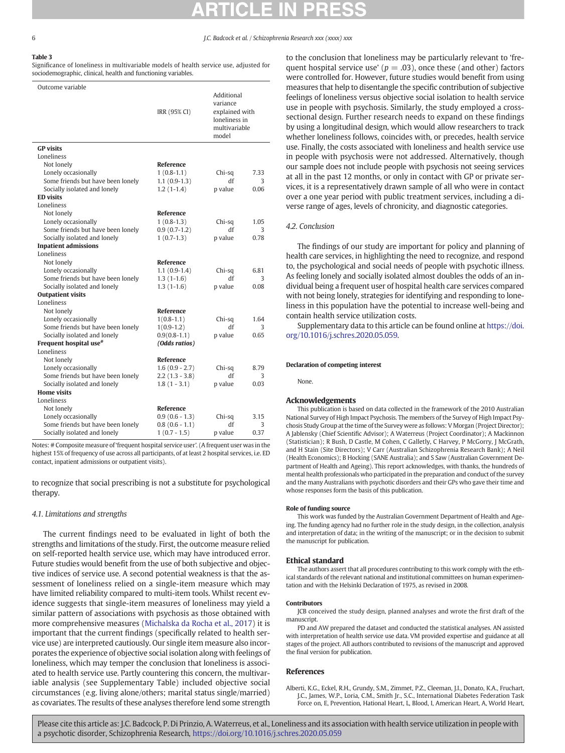**Table 3**
Significance of loneliness in multivariable models of health service use, adjusted for sociodemographic, clinical, health and functioning variables.

| Outcome variable | IRR (95% CI) | Additional variance explained with loneliness in multivariable model | |
|---|---|---|---|
| **GP visits** | | | |
| Loneliness | | | |
| Not lonely | **Reference** | | |
| Lonely occasionally | 1 (0.8-1.1) | Chi-sq | 7.33 |
| Some friends but have been lonely | 1.1 (0.9-1.3) | df | 3 |
| Socially isolated and lonely | 1.2 (1-1.4) | p value | 0.06 |
| **ED visits** | | | |
| Loneliness | | | |
| Not lonely | **Reference** | | |
| Lonely occasionally | 1 (0.8-1.3) | Chi-sq | 1.05 |
| Some friends but have been lonely | 0.9 (0.7-1.2) | df | 3 |
| Socially isolated and lonely | 1 (0.7-1.3) | p value | 0.78 |
| **Inpatient admissions** | | | |
| Loneliness | | | |
| Not lonely | **Reference** | | |
| Lonely occasionally | 1.1 (0.9-1.4) | Chi-sq | 6.81 |
| Some friends but have been lonely | 1.3 (1-1.6) | df | 3 |
| Socially isolated and lonely | 1.3 (1-1.6) | p value | 0.08 |
| **Outpatient visits** | | | |
| Loneliness | | | |
| Not lonely | **Reference** | | |
| Lonely occasionally | 1(0.8-1.1) | Chi-sq | 1.64 |
| Some friends but have been lonely | 1(0.9-1.2) | df | 3 |
| Socially isolated and lonely | 0.9(0.8-1.1) | p value | 0.65 |
| **Frequent hospital use#** | ***(Odds ratios)*** | | |
| Loneliness | | | |
| Not lonely | **Reference** | | |
| Lonely occasionally | 1.6 (0.9 - 2.7) | Chi-sq | 8.79 |
| Some friends but have been lonely | 2.2 (1.3 - 3.8) | df | 3 |
| Socially isolated and lonely | 1.8 (1 - 3.1) | p value | 0.03 |
| **Home visits** | | | |
| Loneliness | | | |
| Not lonely | **Reference** | | |
| Lonely occasionally | 0.9 (0.6 - 1.3) | Chi-sq | 3.15 |
| Some friends but have been lonely | 0.8 (0.6 - 1.1) | df | 3 |
| Socially isolated and lonely | 1 (0.7 - 1.5) | p value | 0.37 |

Notes: # Composite measure of 'frequent hospital service user'. (A frequent user was in the highest 15% of frequency of use across all participants, of at least 2 hospital services, i.e. ED contact, inpatient admissions or outpatient visits).

to recognize that social prescribing is not a substitute for psychological therapy.

### 4.1. Limitations and strengths

The current findings need to be evaluated in light of both the strengths and limitations of the study. First, the outcome measure relied on self-reported health service use, which may have introduced error. Future studies would benefit from the use of both subjective and objective indices of service use. A second potential weakness is that the assessment of loneliness relied on a single-item measure which may have limited reliability compared to multi-item tools. Whilst recent evidence suggests that single-item measures of loneliness may yield a similar pattern of associations with psychosis as those obtained with more comprehensive measures (Michalska da Rocha et al., 2017) it is important that the current findings (specifically related to health service use) are interpreted cautiously. Our single item measure also incorporates the experience of objective social isolation along with feelings of loneliness, which may temper the conclusion that loneliness is associated to health service use. Partly countering this concern, the multivariable analysis (see Supplementary Table) included objective social circumstances (e.g. living alone/others; marital status single/married) as covariates. The results of these analyses therefore lend some strength to the conclusion that loneliness may be particularly relevant to 'frequent hospital service use' ($p = .03$), once these (and other) factors were controlled for. However, future studies would benefit from using measures that help to disentangle the specific contribution of subjective feelings of loneliness versus objective social isolation to health service use in people with psychosis. Similarly, the study employed a cross-sectional design. Further research needs to expand on these findings by using a longitudinal design, which would allow researchers to track whether loneliness follows, coincides with, or precedes, health service use. Finally, the costs associated with loneliness and health service use in people with psychosis were not addressed. Alternatively, though our sample does not include people with psychosis not seeing services at all in the past 12 months, or only in contact with GP or private services, it is a representatively drawn sample of all who were in contact over a one year period with public treatment services, including a diverse range of ages, levels of chronicity, and diagnostic categories.

### 4.2. Conclusion

The findings of our study are important for policy and planning of health care services, in highlighting the need to recognize, and respond to, the psychological and social needs of people with psychotic illness. As feeling lonely and socially isolated almost doubles the odds of an individual being a frequent user of hospital health care services compared with not being lonely, strategies for identifying and responding to loneliness in this population have the potential to increase well-being and contain health service utilization costs.

Supplementary data to this article can be found online at https://doi.org/10.1016/j.schres.2020.05.059.

#### Declaration of competing interest

None.

## Acknowledgements

This publication is based on data collected in the framework of the 2010 Australian National Survey of High Impact Psychosis. The members of the Survey of High Impact Psychosis Study Group at the time of the Survey were as follows: V Morgan (Project Director); A Jablensky (Chief Scientific Advisor); A Waterreus (Project Coordinator); A Mackinnon (Statistician); R Bush, D Castle, M Cohen, C Galletly, C Harvey, P McGorry, J McGrath, and H Stain (Site Directors); V Carr (Australian Schizophrenia Research Bank); A Neil (Health Economics); B Hocking (SANE Australia); and S Saw (Australian Government Department of Health and Ageing). This report acknowledges, with thanks, the hundreds of mental health professionals who participated in the preparation and conduct of the survey and the many Australians with psychotic disorders and their GPs who gave their time and whose responses form the basis of this publication.

#### Role of funding source

This work was funded by the Australian Government Department of Health and Ageing. The funding agency had no further role in the study design, in the collection, analysis and interpretation of data; in the writing of the manuscript; or in the decision to submit the manuscript for publication.

## Ethical standard

The authors assert that all procedures contributing to this work comply with the ethical standards of the relevant national and institutional committees on human experimentation and with the Helsinki Declaration of 1975, as revised in 2008.

#### Contributors

JCB conceived the study design, planned analyses and wrote the first draft of the manuscript.

PD and AW prepared the dataset and conducted the statistical analyses. AN assisted with interpretation of health service use data. VM provided expertise and guidance at all stages of the project. All authors contributed to revisions of the manuscript and approved the final version for publication.

## References

Alberti, K.G., Eckel, R.H., Grundy, S.M., Zimmet, P.Z., Cleeman, J.I., Donato, K.A., Fruchart, J.C., James, W.P., Loria, C.M., Smith Jr., S.C., International Diabetes Federation Task Force on, E, Prevention, Hational Heart, L, Blood, I, American Heart, A, World Heart,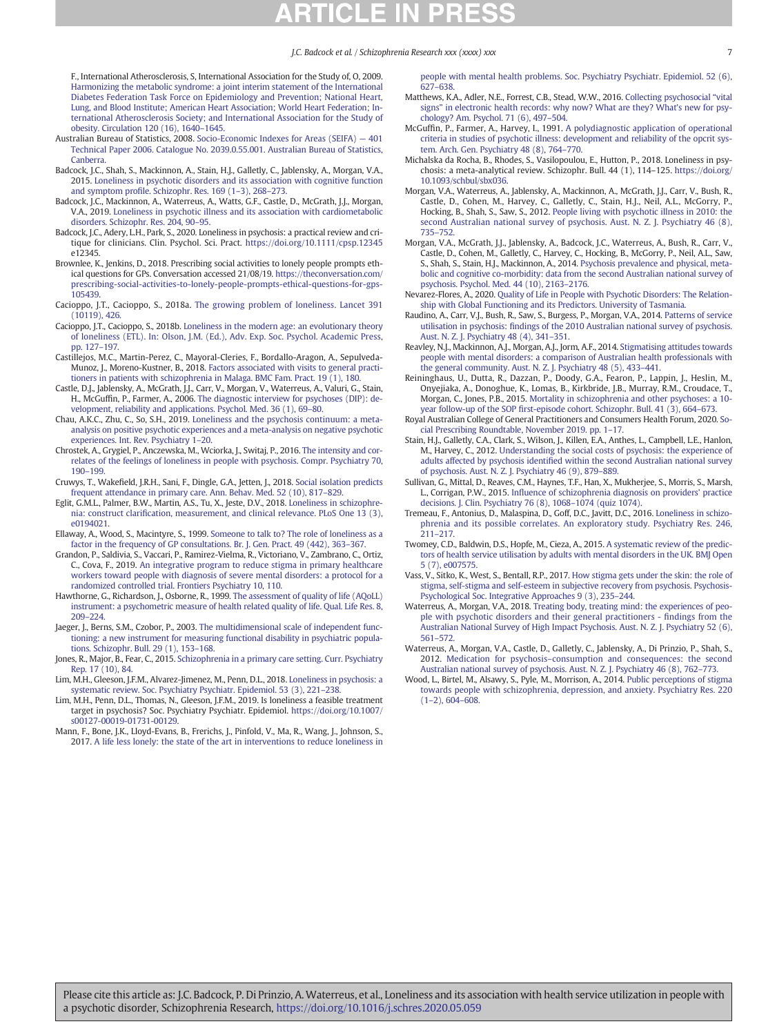F., International Atherosclerosis, S, International Association for the Study of, O, 2009. Harmonizing the metabolic syndrome: a joint interim statement of the International Diabetes Federation Task Force on Epidemiology and Prevention; National Heart, Lung, and Blood Institute; American Heart Association; World Heart Federation; International Atherosclerosis Society; and International Association for the Study of obesity. Circulation 120 (16), 1640–1645.

Australian Bureau of Statistics, 2008. Socio-Economic Indexes for Areas (SEIFA) — 401 Technical Paper 2006. Catalogue No. 2039.0.55.001. Australian Bureau of Statistics, Canberra.

Badcock, J.C., Shah, S., Mackinnon, A., Stain, H.J., Galletly, C., Jablensky, A., Morgan, V.A., 2015. Loneliness in psychotic disorders and its association with cognitive function and symptom profile. Schizophr. Res. 169 (1–3), 268–273.

Badcock, J.C., Mackinnon, A., Waterreus, A., Watts, G.F., Castle, D., McGrath, J.J., Morgan, V.A., 2019. Loneliness in psychotic illness and its association with cardiometabolic disorders. Schizophr. Res. 204, 90–95.

Badcock, J.C., Adery, L.H., Park, S., 2020. Loneliness in psychosis: a practical review and critique for clinicians. Clin. Psychol. Sci. Pract. https://doi.org/10.1111/cpsp.12345 e12345.

Brownlee, K., Jenkins, D., 2018. Prescribing social activities to lonely people prompts ethical questions for GPs. Conversation accessed 21/08/19. https://theconversation.com/prescribing-social-activities-to-lonely-people-prompts-ethical-questions-for-gps-105439.

Cacioppo, J.T., Cacioppo, S., 2018a. The growing problem of loneliness. Lancet 391 (10119), 426.

Cacioppo, J.T., Cacioppo, S., 2018b. Loneliness in the modern age: an evolutionary theory of loneliness (ETL). In: Olson, J.M. (Ed.), Adv. Exp. Soc. Psychol. Academic Press, pp. 127–197.

Castillejos, M.C., Martin-Perez, C., Mayoral-Cleries, F., Bordallo-Aragon, A., Sepulveda-Munoz, J., Moreno-Kustner, B., 2018. Factors associated with visits to general practitioners in patients with schizophrenia in Malaga. BMC Fam. Pract. 19 (1), 180.

Castle, D.J., Jablensky, A., McGrath, J.J., Carr, V., Morgan, V., Waterreus, A., Valuri, G., Stain, H., McGuffin, P., Farmer, A., 2006. The diagnostic interview for psychoses (DIP): development, reliability and applications. Psychol. Med. 36 (1), 69–80.

Chau, A.K.C., Zhu, C., So, S.H., 2019. Loneliness and the psychosis continuum: a meta-analysis on positive psychotic experiences and a meta-analysis on negative psychotic experiences. Int. Rev. Psychiatry 1–20.

Chrostek, A., Grygiel, P., Anczewska, M., Wciorka, J., Switaj, P., 2016. The intensity and correlates of the feelings of loneliness in people with psychosis. Compr. Psychiatry 70, 190–199.

Cruwys, T., Wakefield, J.R.H., Sani, F., Dingle, G.A., Jetten, J., 2018. Social isolation predicts frequent attendance in primary care. Ann. Behav. Med. 52 (10), 817–829.

Eglit, G.M.L., Palmer, B.W., Martin, A.S., Tu, X., Jeste, D.V., 2018. Loneliness in schizophrenia: construct clarification, measurement, and clinical relevance. PLoS One 13 (3), e0194021.

Ellaway, A., Wood, S., Macintyre, S., 1999. Someone to talk to? The role of loneliness as a factor in the frequency of GP consultations. Br. J. Gen. Pract. 49 (442), 363–367.

Grandon, P., Saldivia, S., Vaccari, P., Ramirez-Vielma, R., Victoriano, V., Zambrano, C., Ortiz, C., Cova, F., 2019. An integrative program to reduce stigma in primary healthcare workers toward people with diagnosis of severe mental disorders: a protocol for a randomized controlled trial. Frontiers Psychiatry 10, 110.

Hawthorne, G., Richardson, J., Osborne, R., 1999. The assessment of quality of life (AQoLL) instrument: a psychometric measure of health related quality of life. Qual. Life Res. 8, 209–224.

Jaeger, J., Berns, S.M., Czobor, P., 2003. The multidimensional scale of independent functioning: a new instrument for measuring functional disability in psychiatric populations. Schizophr. Bull. 29 (1), 153–168.

Jones, R., Major, B., Fear, C., 2015. Schizophrenia in a primary care setting. Curr. Psychiatry Rep. 17 (10), 84.

Lim, M.H., Gleeson, J.F.M., Alvarez-Jimenez, M., Penn, D.L., 2018. Loneliness in psychosis: a systematic review. Soc. Psychiatry Psychiatr. Epidemiol. 53 (3), 221–238.

Lim, M.H., Penn, D.L., Thomas, N., Gleeson, J.F.M., 2019. Is loneliness a feasible treatment target in psychosis? Soc. Psychiatry Psychiatr. Epidemiol. https://doi.org/10.1007/s00127-00019-01731-00129.

Mann, F., Bone, J.K., Lloyd-Evans, B., Frerichs, J., Pinfold, V., Ma, R., Wang, J., Johnson, S., 2017. A life less lonely: the state of the art in interventions to reduce loneliness in people with mental health problems. Soc. Psychiatry Psychiatr. Epidemiol. 52 (6), 627–638.

Matthews, K.A., Adler, N.E., Forrest, C.B., Stead, W.W., 2016. Collecting psychosocial "vital signs" in electronic health records: why now? What are they? What's new for psychology? Am. Psychol. 71 (6), 497–504.

McGuffin, P., Farmer, A., Harvey, I., 1991. A polydiagnostic application of operational criteria in studies of psychotic illness: development and reliability of the opcrit system. Arch. Gen. Psychiatry 48 (8), 764–770.

Michalska da Rocha, B., Rhodes, S., Vasilopoulou, E., Hutton, P., 2018. Loneliness in psychosis: a meta-analytical review. Schizophr. Bull. 44 (1), 114–125. https://doi.org/10.1093/schbul/sbx036.

Morgan, V.A., Waterreus, A., Jablensky, A., Mackinnon, A., McGrath, J.J., Carr, V., Bush, R., Castle, D., Cohen, M., Harvey, C., Galletly, C., Stain, H.J., Neil, A.L., McGorry, P., Hocking, B., Shah, S., Saw, S., 2012. People living with psychotic illness in 2010: the second Australian national survey of psychosis. Aust. N. Z. J. Psychiatry 46 (8), 735–752.

Morgan, V.A., McGrath, J.J., Jablensky, A., Badcock, J.C., Waterreus, A., Bush, R., Carr, V., Castle, D., Cohen, M., Galletly, C., Harvey, C., Hocking, B., McGorry, P., Neil, A.L., Saw, S., Shah, S., Stain, H.J., Mackinnon, A., 2014. Psychosis prevalence and physical, metabolic and cognitive co-morbidity: data from the second Australian national survey of psychosis. Psychol. Med. 44 (10), 2163–2176.

Nevarez-Flores, A., 2020. Quality of Life in People with Psychotic Disorders: The Relationship with Global Functioning and its Predictors. University of Tasmania.

Raudino, A., Carr, V.J., Bush, R., Saw, S., Burgess, P., Morgan, V.A., 2014. Patterns of service utilisation in psychosis: findings of the 2010 Australian national survey of psychosis. Aust. N. Z. J. Psychiatry 48 (4), 341–351.

Reavley, N.J., Mackinnon, A.J., Morgan, A.J., Jorm, A.F., 2014. Stigmatising attitudes towards people with mental disorders: a comparison of Australian health professionals with the general community. Aust. N. Z. J. Psychiatry 48 (5), 433–441.

Reininghaus, U., Dutta, R., Dazzan, P., Doody, G.A., Fearon, P., Lappin, J., Heslin, M., Onyejiaka, A., Donoghue, K., Lomas, B., Kirkbride, J.B., Murray, R.M., Croudace, T., Morgan, C., Jones, P.B., 2015. Mortality in schizophrenia and other psychoses: a 10-year follow-up of the SOP first-episode cohort. Schizophr. Bull. 41 (3), 664–673.

Royal Australian College of General Practitioners and Consumers Health Forum, 2020. Social Prescribing Roundtable, November 2019. pp. 1–17.

Stain, H.J., Galletly, C.A., Clark, S., Wilson, J., Killen, E.A., Anthes, L., Campbell, L.E., Hanlon, M., Harvey, C., 2012. Understanding the social costs of psychosis: the experience of adults affected by psychosis identified within the second Australian national survey of psychosis. Aust. N. Z. J. Psychiatry 46 (9), 879–889.

Sullivan, G., Mittal, D., Reaves, C.M., Haynes, T.F., Han, X., Mukherjee, S., Morris, S., Marsh, L., Corrigan, P.W., 2015. Influence of schizophrenia diagnosis on providers' practice decisions. J. Clin. Psychiatry 76 (8), 1068–1074 (quiz 1074).

Tremeau, F., Antonius, D., Malaspina, D., Goff, D.C., Javitt, D.C., 2016. Loneliness in schizophrenia and its possible correlates. An exploratory study. Psychiatry Res. 246, 211–217.

Twomey, C.D., Baldwin, D.S., Hopfe, M., Cieza, A., 2015. A systematic review of the predictors of health service utilisation by adults with mental disorders in the UK. BMJ Open 5 (7), e007575.

Vass, V., Sitko, K., West, S., Bentall, R.P., 2017. How stigma gets under the skin: the role of stigma, self-stigma and self-esteem in subjective recovery from psychosis. Psychosis-Psychological Soc. Integrative Approaches 9 (3), 235–244.

Waterreus, A., Morgan, V.A., 2018. Treating body, treating mind: the experiences of people with psychotic disorders and their general practitioners - findings from the Australian National Survey of High Impact Psychosis. Aust. N. Z. J. Psychiatry 52 (6), 561–572.

Waterreus, A., Morgan, V.A., Castle, D., Galletly, C., Jablensky, A., Di Prinzio, P., Shah, S., 2012. Medication for psychosis–consumption and consequences: the second Australian national survey of psychosis. Aust. N. Z. J. Psychiatry 46 (8), 762–773.

Wood, L., Birtel, M., Alsawy, S., Pyle, M., Morrison, A., 2014. Public perceptions of stigma towards people with schizophrenia, depression, and anxiety. Psychiatry Res. 220 (1–2), 604–608.